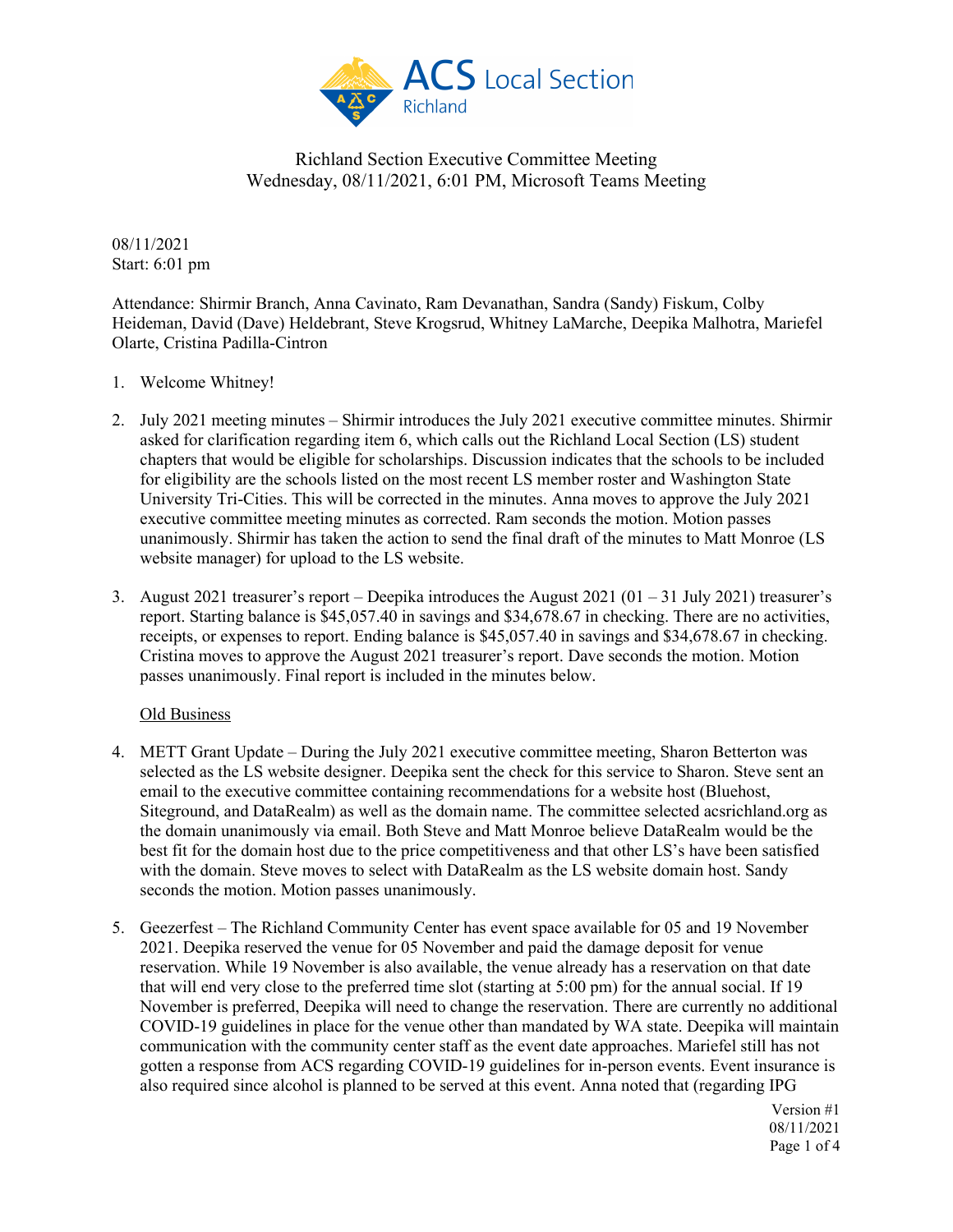Richland Section Executive Committee Meeting
Wednesday, 08/11/2021, 6:01 PM, Microsoft Teams Meeting

08/11/2021
Start: 6:01 pm

Attendance: Shirmir Branch, Anna Cavinato, Ram Devanathan, Sandra (Sandy) Fiskum, Colby Heideman, David (Dave) Heldebrant, Steve Krogsrud, Whitney LaMarche, Deepika Malhotra, Mariefel Olarte, Cristina Padilla-Cintron

1. Welcome Whitney!

2. July 2021 meeting minutes – Shirmir introduces the July 2021 executive committee minutes. Shirmir asked for clarification regarding item 6, which calls out the Richland Local Section (LS) student chapters that would be eligible for scholarships. Discussion indicates that the schools to be included for eligibility are the schools listed on the most recent LS member roster and Washington State University Tri-Cities. This will be corrected in the minutes. Anna moves to approve the July 2021 executive committee meeting minutes as corrected. Ram seconds the motion. Motion passes unanimously. Shirmir has taken the action to send the final draft of the minutes to Matt Monroe (LS website manager) for upload to the LS website.

3. August 2021 treasurer's report – Deepika introduces the August 2021 (01 – 31 July 2021) treasurer's report. Starting balance is $45,057.40 in savings and $34,678.67 in checking. There are no activities, receipts, or expenses to report. Ending balance is $45,057.40 in savings and $34,678.67 in checking. Cristina moves to approve the August 2021 treasurer's report. Dave seconds the motion. Motion passes unanimously. Final report is included in the minutes below.

   Old Business

4. METT Grant Update – During the July 2021 executive committee meeting, Sharon Betterton was selected as the LS website designer. Deepika sent the check for this service to Sharon. Steve sent an email to the executive committee containing recommendations for a website host (Bluehost, Siteground, and DataRealm) as well as the domain name. The committee selected acsrichland.org as the domain unanimously via email. Both Steve and Matt Monroe believe DataRealm would be the best fit for the domain host due to the price competitiveness and that other LS's have been satisfied with the domain. Steve moves to select with DataRealm as the LS website domain host. Sandy seconds the motion. Motion passes unanimously.

5. Geezerfest – The Richland Community Center has event space available for 05 and 19 November 2021. Deepika reserved the venue for 05 November and paid the damage deposit for venue reservation. While 19 November is also available, the venue already has a reservation on that date that will end very close to the preferred time slot (starting at 5:00 pm) for the annual social. If 19 November is preferred, Deepika will need to change the reservation. There are currently no additional COVID-19 guidelines in place for the venue other than mandated by WA state. Deepika will maintain communication with the community center staff as the event date approaches. Mariefel still has not gotten a response from ACS regarding COVID-19 guidelines for in-person events. Event insurance is also required since alcohol is planned to be served at this event. Anna noted that (regarding IPG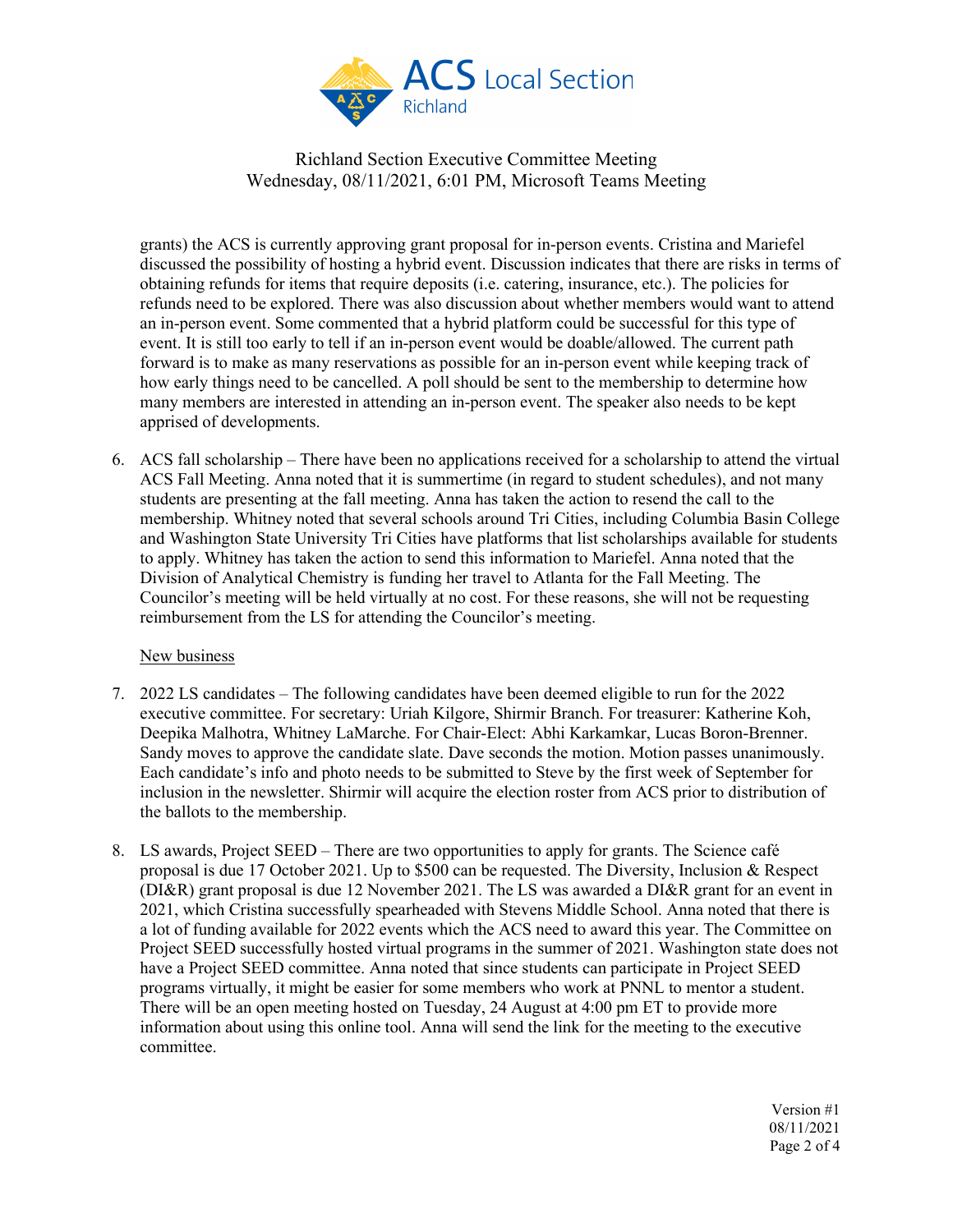grants) the ACS is currently approving grant proposal for in-person events. Cristina and Mariefel discussed the possibility of hosting a hybrid event. Discussion indicates that there are risks in terms of obtaining refunds for items that require deposits (i.e. catering, insurance, etc.). The policies for refunds need to be explored. There was also discussion about whether members would want to attend an in-person event. Some commented that a hybrid platform could be successful for this type of event. It is still too early to tell if an in-person event would be doable/allowed. The current path forward is to make as many reservations as possible for an in-person event while keeping track of how early things need to be cancelled. A poll should be sent to the membership to determine how many members are interested in attending an in-person event. The speaker also needs to be kept apprised of developments.

6. ACS fall scholarship – There have been no applications received for a scholarship to attend the virtual ACS Fall Meeting. Anna noted that it is summertime (in regard to student schedules), and not many students are presenting at the fall meeting. Anna has taken the action to resend the call to the membership. Whitney noted that several schools around Tri Cities, including Columbia Basin College and Washington State University Tri Cities have platforms that list scholarships available for students to apply. Whitney has taken the action to send this information to Mariefel. Anna noted that the Division of Analytical Chemistry is funding her travel to Atlanta for the Fall Meeting. The Councilor's meeting will be held virtually at no cost. For these reasons, she will not be requesting reimbursement from the LS for attending the Councilor's meeting.

<u>New business</u>

7. 2022 LS candidates – The following candidates have been deemed eligible to run for the 2022 executive committee. For secretary: Uriah Kilgore, Shirmir Branch. For treasurer: Katherine Koh, Deepika Malhotra, Whitney LaMarche. For Chair-Elect: Abhi Karkamkar, Lucas Boron-Brenner. Sandy moves to approve the candidate slate. Dave seconds the motion. Motion passes unanimously. Each candidate's info and photo needs to be submitted to Steve by the first week of September for inclusion in the newsletter. Shirmir will acquire the election roster from ACS prior to distribution of the ballots to the membership.

8. LS awards, Project SEED – There are two opportunities to apply for grants. The Science café proposal is due 17 October 2021. Up to $500 can be requested. The Diversity, Inclusion & Respect (DI&R) grant proposal is due 12 November 2021. The LS was awarded a DI&R grant for an event in 2021, which Cristina successfully spearheaded with Stevens Middle School. Anna noted that there is a lot of funding available for 2022 events which the ACS need to award this year. The Committee on Project SEED successfully hosted virtual programs in the summer of 2021. Washington state does not have a Project SEED committee. Anna noted that since students can participate in Project SEED programs virtually, it might be easier for some members who work at PNNL to mentor a student. There will be an open meeting hosted on Tuesday, 24 August at 4:00 pm ET to provide more information about using this online tool. Anna will send the link for the meeting to the executive committee.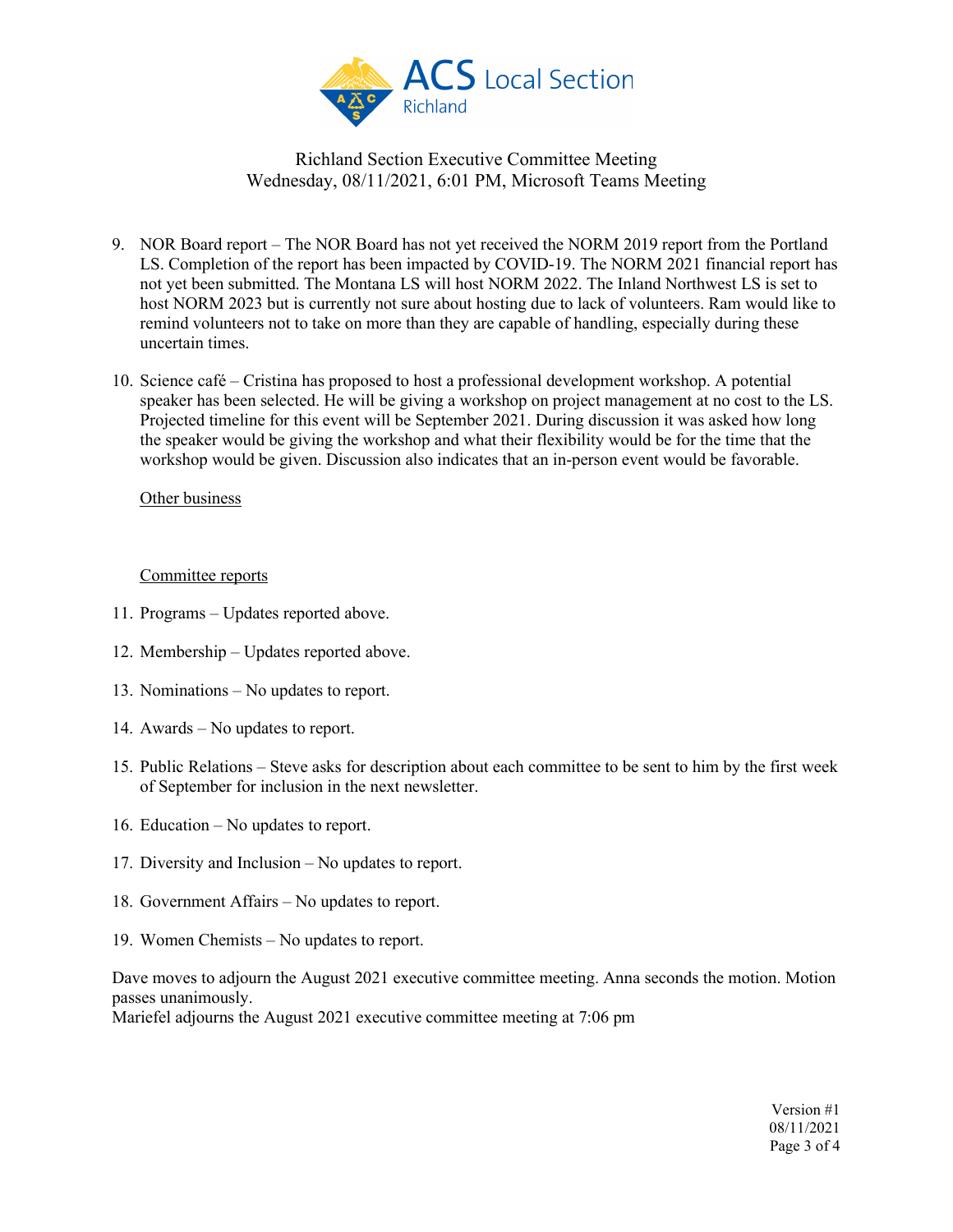Richland Section Executive Committee Meeting
Wednesday, 08/11/2021, 6:01 PM, Microsoft Teams Meeting

9. NOR Board report – The NOR Board has not yet received the NORM 2019 report from the Portland LS. Completion of the report has been impacted by COVID-19. The NORM 2021 financial report has not yet been submitted. The Montana LS will host NORM 2022. The Inland Northwest LS is set to host NORM 2023 but is currently not sure about hosting due to lack of volunteers. Ram would like to remind volunteers not to take on more than they are capable of handling, especially during these uncertain times.

10. Science café – Cristina has proposed to host a professional development workshop. A potential speaker has been selected. He will be giving a workshop on project management at no cost to the LS. Projected timeline for this event will be September 2021. During discussion it was asked how long the speaker would be giving the workshop and what their flexibility would be for the time that the workshop would be given. Discussion also indicates that an in-person event would be favorable.

<u>Other business</u>

<u>Committee reports</u>

11. Programs – Updates reported above.

12. Membership – Updates reported above.

13. Nominations – No updates to report.

14. Awards – No updates to report.

15. Public Relations – Steve asks for description about each committee to be sent to him by the first week of September for inclusion in the next newsletter.

16. Education – No updates to report.

17. Diversity and Inclusion – No updates to report.

18. Government Affairs – No updates to report.

19. Women Chemists – No updates to report.

Dave moves to adjourn the August 2021 executive committee meeting. Anna seconds the motion. Motion passes unanimously.
Mariefel adjourns the August 2021 executive committee meeting at 7:06 pm

Version #1
08/11/2021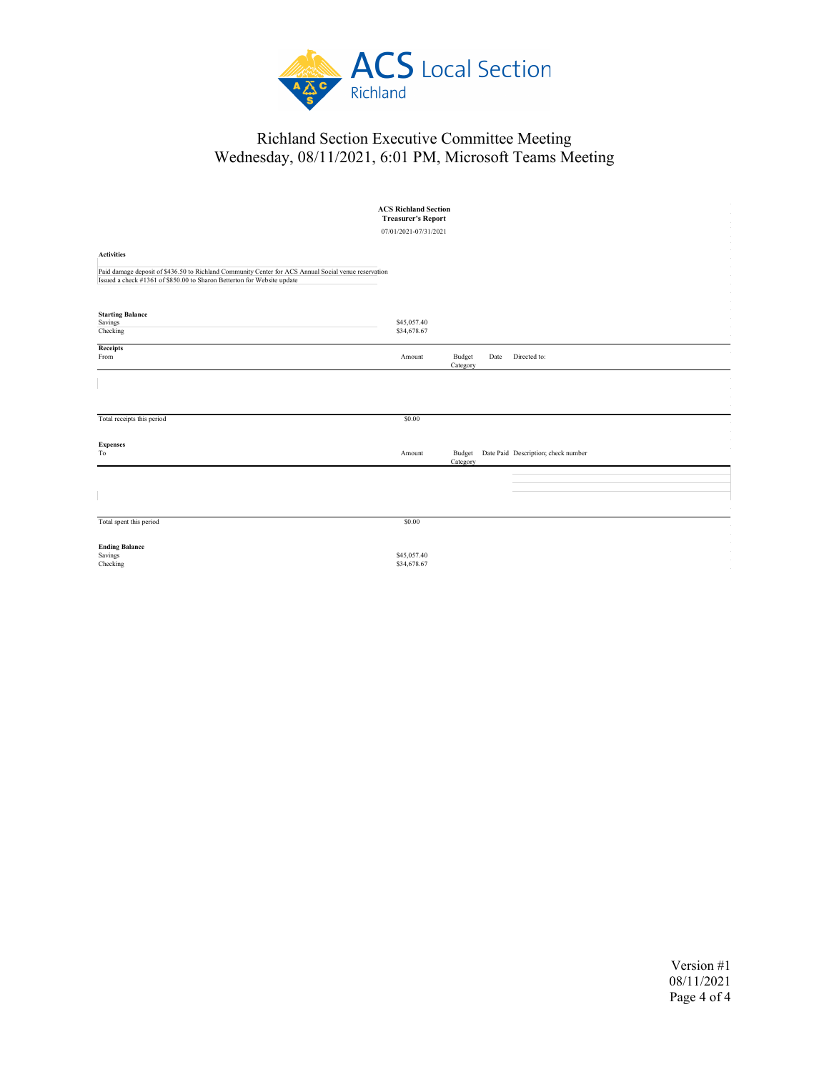# Richland Section Executive Committee Meeting
Wednesday, 08/11/2021, 6:01 PM, Microsoft Teams Meeting

**ACS Richland Section**
**Treasurer's Report**
07/01/2021-07/31/2021

**Activities**

Paid damage deposit of $436.50 to Richland Community Center for ACS Annual Social venue reservation
Issued a check #1361 of $850.00 to Sharon Betterton for Website update

**Starting Balance**

| | |
|---|---|
| Savings | $45,057.40 |
| Checking | $34,678.67 |

**Receipts**

| From | Amount | Budget Category | Date | Directed to: |
|---|---|---|---|---|
| | | | | |
| Total receipts this period | $0.00 | | | |

**Expenses**

| To | Amount | Budget Category | Date Paid | Description; check number |
|---|---|---|---|---|
| | | | | |
| Total spent this period | $0.00 | | | |

**Ending Balance**

| | |
|---|---|
| Savings | $45,057.40 |
| Checking | $34,678.67 |

Version #1
08/11/2021